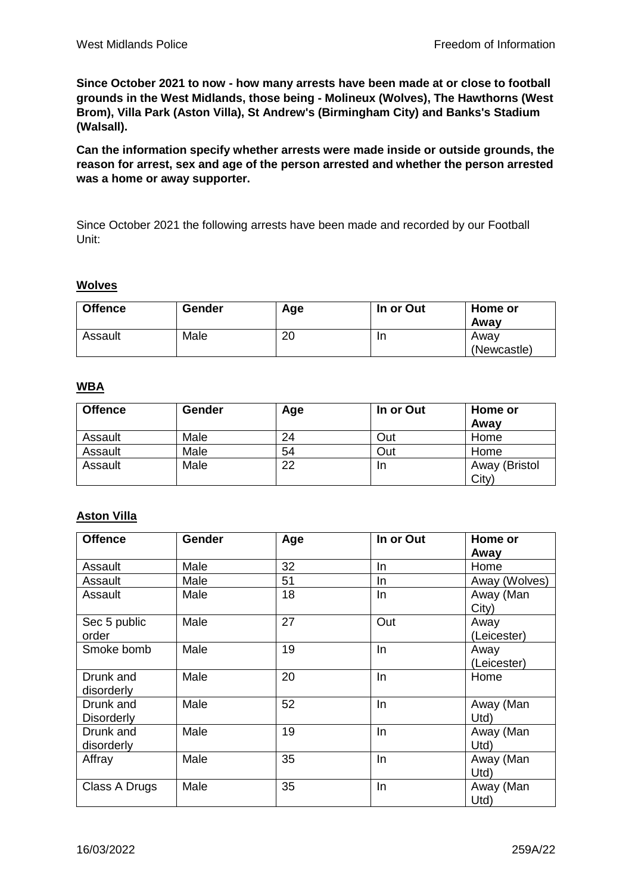**Since October 2021 to now - how many arrests have been made at or close to football grounds in the West Midlands, those being - Molineux (Wolves), The Hawthorns (West Brom), Villa Park (Aston Villa), St Andrew's (Birmingham City) and Banks's Stadium (Walsall).**

**Can the information specify whether arrests were made inside or outside grounds, the reason for arrest, sex and age of the person arrested and whether the person arrested was a home or away supporter.**

Since October 2021 the following arrests have been made and recorded by our Football Unit:

**Wolves**

| Offence | Gender | Age | In or Out | Home or Away |
|---|---|---|---|---|
| Assault | Male | 20 | In | Away (Newcastle) |

**WBA**

| Offence | Gender | Age | In or Out | Home or Away |
|---|---|---|---|---|
| Assault | Male | 24 | Out | Home |
| Assault | Male | 54 | Out | Home |
| Assault | Male | 22 | In | Away (Bristol City) |

**Aston Villa**

| Offence | Gender | Age | In or Out | Home or Away |
|---|---|---|---|---|
| Assault | Male | 32 | In | Home |
| Assault | Male | 51 | In | Away (Wolves) |
| Assault | Male | 18 | In | Away (Man City) |
| Sec 5 public order | Male | 27 | Out | Away (Leicester) |
| Smoke bomb | Male | 19 | In | Away (Leicester) |
| Drunk and disorderly | Male | 20 | In | Home |
| Drunk and Disorderly | Male | 52 | In | Away (Man Utd) |
| Drunk and disorderly | Male | 19 | In | Away (Man Utd) |
| Affray | Male | 35 | In | Away (Man Utd) |
| Class A Drugs | Male | 35 | In | Away (Man Utd) |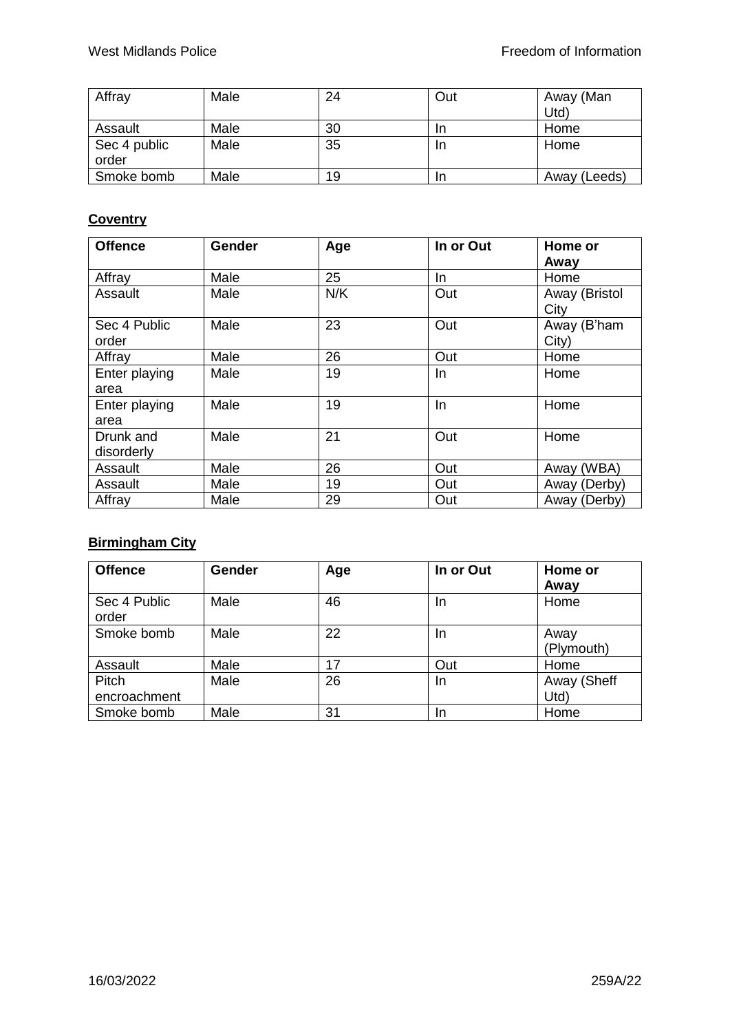| | | | | |
|---|---|---|---|---|
| Affray | Male | 24 | Out | Away (Man Utd) |
| Assault | Male | 30 | In | Home |
| Sec 4 public order | Male | 35 | In | Home |
| Smoke bomb | Male | 19 | In | Away (Leeds) |

**Coventry**

| Offence | Gender | Age | In or Out | Home or Away |
|---|---|---|---|---|
| Affray | Male | 25 | In | Home |
| Assault | Male | N/K | Out | Away (Bristol City |
| Sec 4 Public order | Male | 23 | Out | Away (B'ham City) |
| Affray | Male | 26 | Out | Home |
| Enter playing area | Male | 19 | In | Home |
| Enter playing area | Male | 19 | In | Home |
| Drunk and disorderly | Male | 21 | Out | Home |
| Assault | Male | 26 | Out | Away (WBA) |
| Assault | Male | 19 | Out | Away (Derby) |
| Affray | Male | 29 | Out | Away (Derby) |

**Birmingham City**

| Offence | Gender | Age | In or Out | Home or Away |
|---|---|---|---|---|
| Sec 4 Public order | Male | 46 | In | Home |
| Smoke bomb | Male | 22 | In | Away (Plymouth) |
| Assault | Male | 17 | Out | Home |
| Pitch encroachment | Male | 26 | In | Away (Sheff Utd) |
| Smoke bomb | Male | 31 | In | Home |